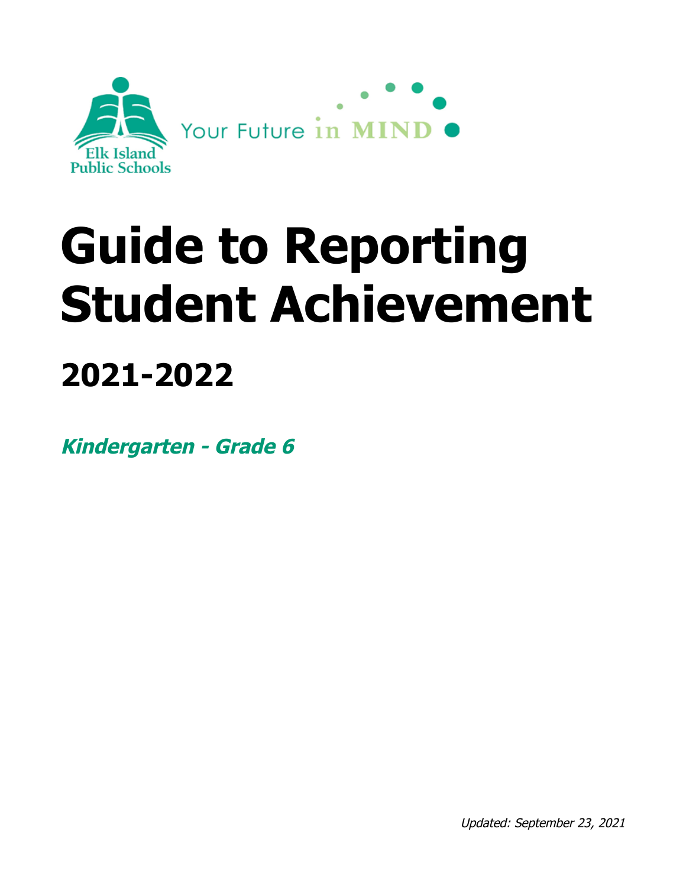Elk Island Public Schools

Your Future in MIND

# Guide to Reporting Student Achievement

## 2021-2022

***Kindergarten - Grade 6***

*Updated: September 23, 2021*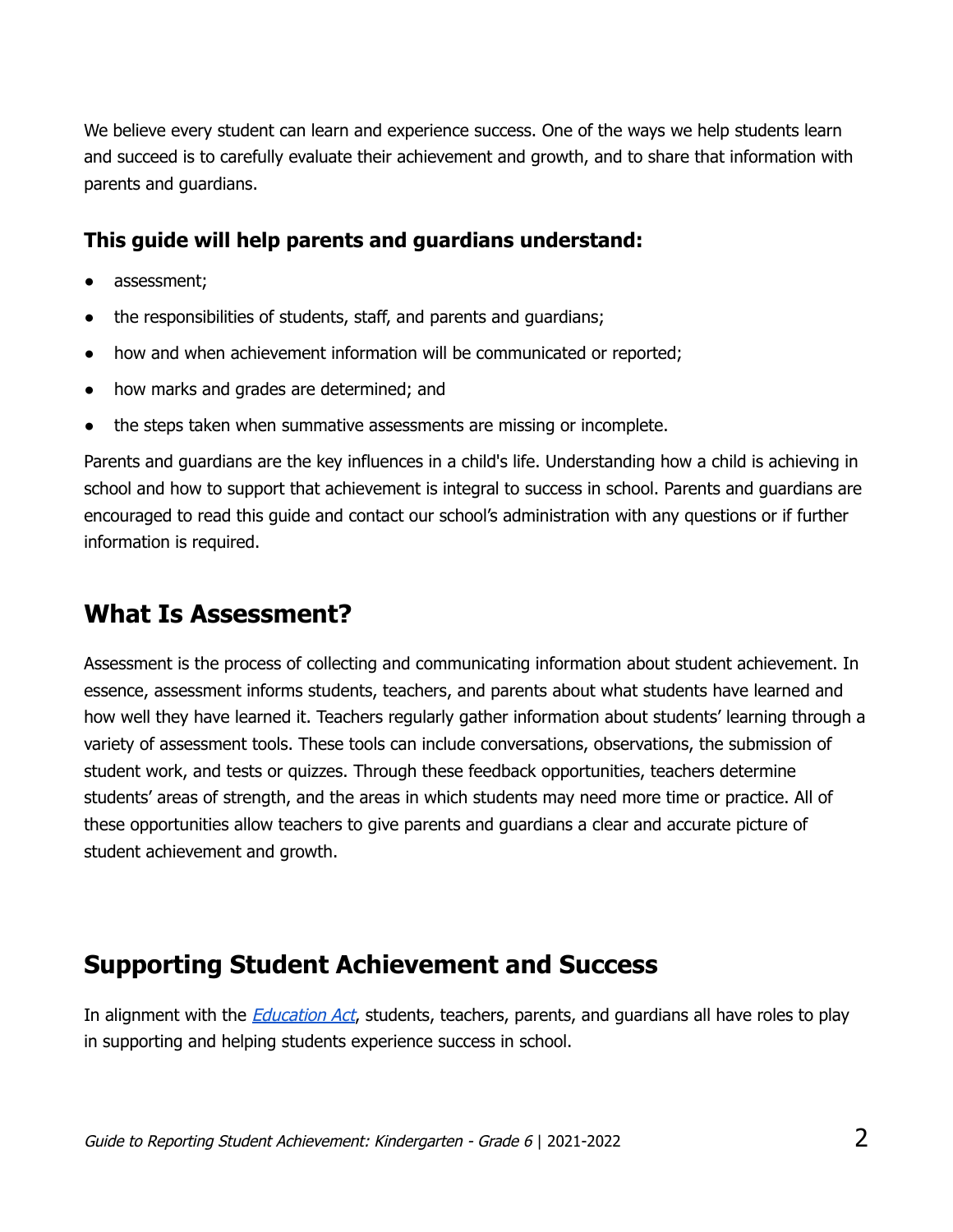We believe every student can learn and experience success. One of the ways we help students learn and succeed is to carefully evaluate their achievement and growth, and to share that information with parents and guardians.

### This guide will help parents and guardians understand:

- assessment;
- the responsibilities of students, staff, and parents and guardians;
- how and when achievement information will be communicated or reported;
- how marks and grades are determined; and
- the steps taken when summative assessments are missing or incomplete.

Parents and guardians are the key influences in a child's life. Understanding how a child is achieving in school and how to support that achievement is integral to success in school. Parents and guardians are encouraged to read this guide and contact our school's administration with any questions or if further information is required.

## What Is Assessment?

Assessment is the process of collecting and communicating information about student achievement. In essence, assessment informs students, teachers, and parents about what students have learned and how well they have learned it. Teachers regularly gather information about students' learning through a variety of assessment tools. These tools can include conversations, observations, the submission of student work, and tests or quizzes. Through these feedback opportunities, teachers determine students' areas of strength, and the areas in which students may need more time or practice. All of these opportunities allow teachers to give parents and guardians a clear and accurate picture of student achievement and growth.

## Supporting Student Achievement and Success

In alignment with the *Education Act*, students, teachers, parents, and guardians all have roles to play in supporting and helping students experience success in school.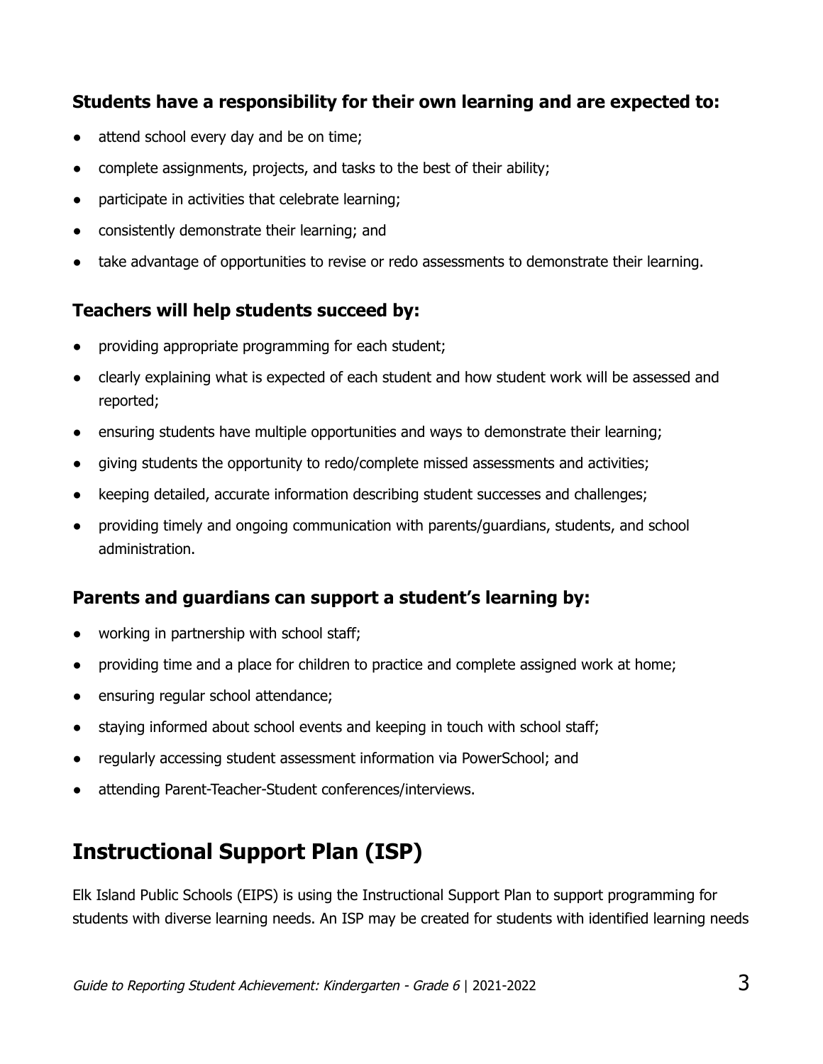### Students have a responsibility for their own learning and are expected to:

- attend school every day and be on time;
- complete assignments, projects, and tasks to the best of their ability;
- participate in activities that celebrate learning;
- consistently demonstrate their learning; and
- take advantage of opportunities to revise or redo assessments to demonstrate their learning.

### Teachers will help students succeed by:

- providing appropriate programming for each student;
- clearly explaining what is expected of each student and how student work will be assessed and reported;
- ensuring students have multiple opportunities and ways to demonstrate their learning;
- giving students the opportunity to redo/complete missed assessments and activities;
- keeping detailed, accurate information describing student successes and challenges;
- providing timely and ongoing communication with parents/guardians, students, and school administration.

### Parents and guardians can support a student's learning by:

- working in partnership with school staff;
- providing time and a place for children to practice and complete assigned work at home;
- ensuring regular school attendance;
- staying informed about school events and keeping in touch with school staff;
- regularly accessing student assessment information via PowerSchool; and
- attending Parent-Teacher-Student conferences/interviews.

## Instructional Support Plan (ISP)

Elk Island Public Schools (EIPS) is using the Instructional Support Plan to support programming for students with diverse learning needs. An ISP may be created for students with identified learning needs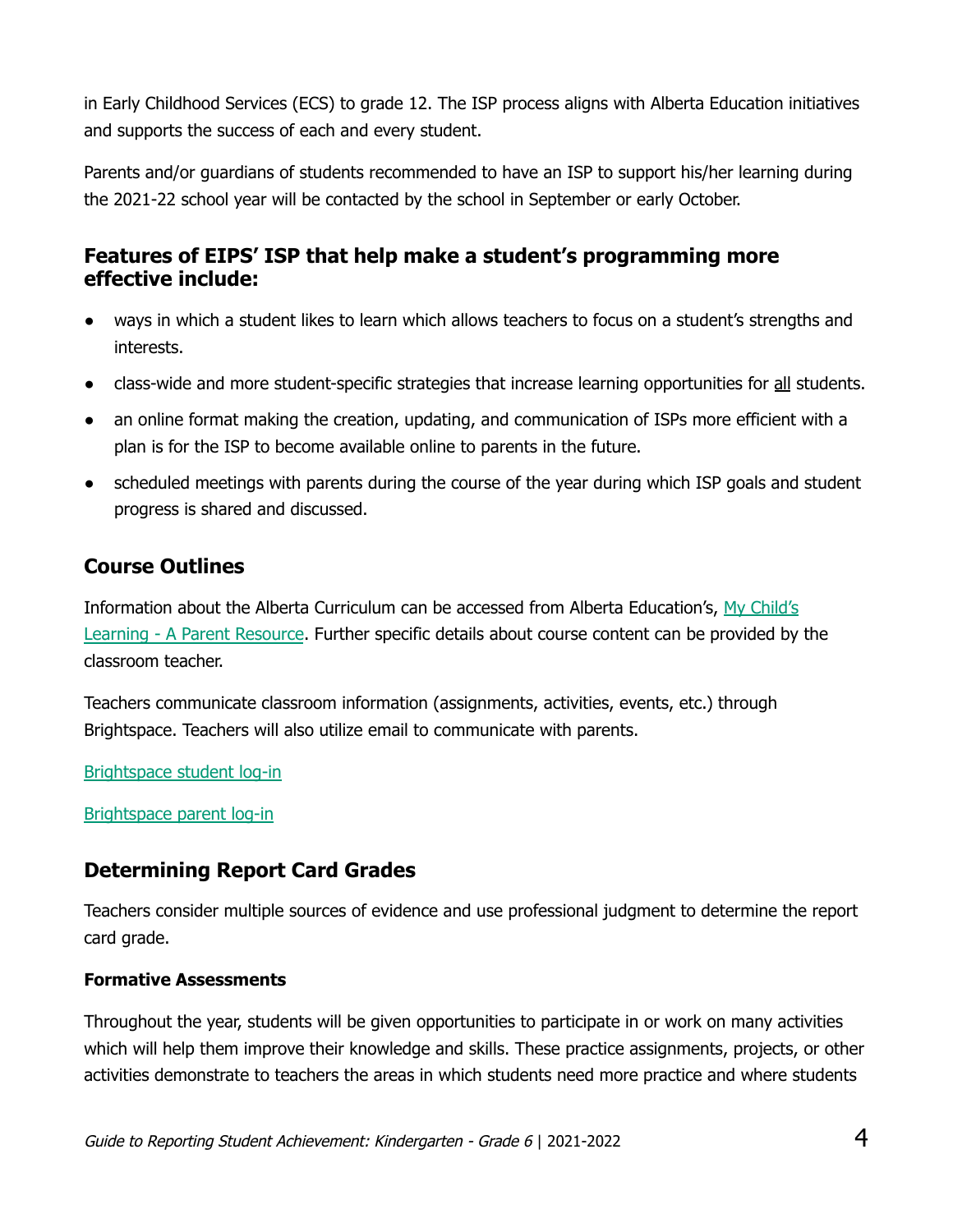in Early Childhood Services (ECS) to grade 12. The ISP process aligns with Alberta Education initiatives and supports the success of each and every student.

Parents and/or guardians of students recommended to have an ISP to support his/her learning during the 2021-22 school year will be contacted by the school in September or early October.

### Features of EIPS' ISP that help make a student's programming more effective include:

- ways in which a student likes to learn which allows teachers to focus on a student's strengths and interests.
- class-wide and more student-specific strategies that increase learning opportunities for <u>all</u> students.
- an online format making the creation, updating, and communication of ISPs more efficient with a plan is for the ISP to become available online to parents in the future.
- scheduled meetings with parents during the course of the year during which ISP goals and student progress is shared and discussed.

## Course Outlines

Information about the Alberta Curriculum can be accessed from Alberta Education's, [My Child's Learning - A Parent Resource](). Further specific details about course content can be provided by the classroom teacher.

Teachers communicate classroom information (assignments, activities, events, etc.) through Brightspace. Teachers will also utilize email to communicate with parents.

[Brightspace student log-in]()

[Brightspace parent log-in]()

## Determining Report Card Grades

Teachers consider multiple sources of evidence and use professional judgment to determine the report card grade.

#### Formative Assessments

Throughout the year, students will be given opportunities to participate in or work on many activities which will help them improve their knowledge and skills. These practice assignments, projects, or other activities demonstrate to teachers the areas in which students need more practice and where students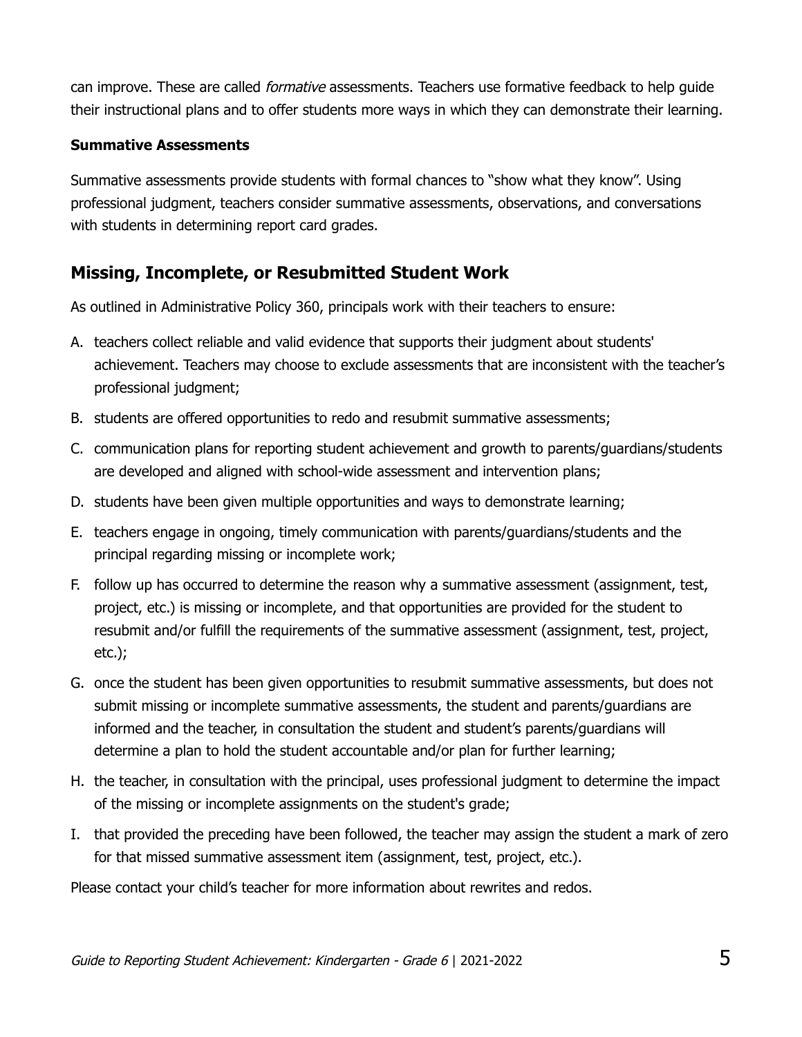can improve. These are called *formative* assessments. Teachers use formative feedback to help guide their instructional plans and to offer students more ways in which they can demonstrate their learning.

**Summative Assessments**

Summative assessments provide students with formal chances to "show what they know". Using professional judgment, teachers consider summative assessments, observations, and conversations with students in determining report card grades.

## Missing, Incomplete, or Resubmitted Student Work

As outlined in Administrative Policy 360, principals work with their teachers to ensure:

A. teachers collect reliable and valid evidence that supports their judgment about students' achievement. Teachers may choose to exclude assessments that are inconsistent with the teacher's professional judgment;
B. students are offered opportunities to redo and resubmit summative assessments;
C. communication plans for reporting student achievement and growth to parents/guardians/students are developed and aligned with school-wide assessment and intervention plans;
D. students have been given multiple opportunities and ways to demonstrate learning;
E. teachers engage in ongoing, timely communication with parents/guardians/students and the principal regarding missing or incomplete work;
F. follow up has occurred to determine the reason why a summative assessment (assignment, test, project, etc.) is missing or incomplete, and that opportunities are provided for the student to resubmit and/or fulfill the requirements of the summative assessment (assignment, test, project, etc.);
G. once the student has been given opportunities to resubmit summative assessments, but does not submit missing or incomplete summative assessments, the student and parents/guardians are informed and the teacher, in consultation the student and student's parents/guardians will determine a plan to hold the student accountable and/or plan for further learning;
H. the teacher, in consultation with the principal, uses professional judgment to determine the impact of the missing or incomplete assignments on the student's grade;
I. that provided the preceding have been followed, the teacher may assign the student a mark of zero for that missed summative assessment item (assignment, test, project, etc.).

Please contact your child's teacher for more information about rewrites and redos.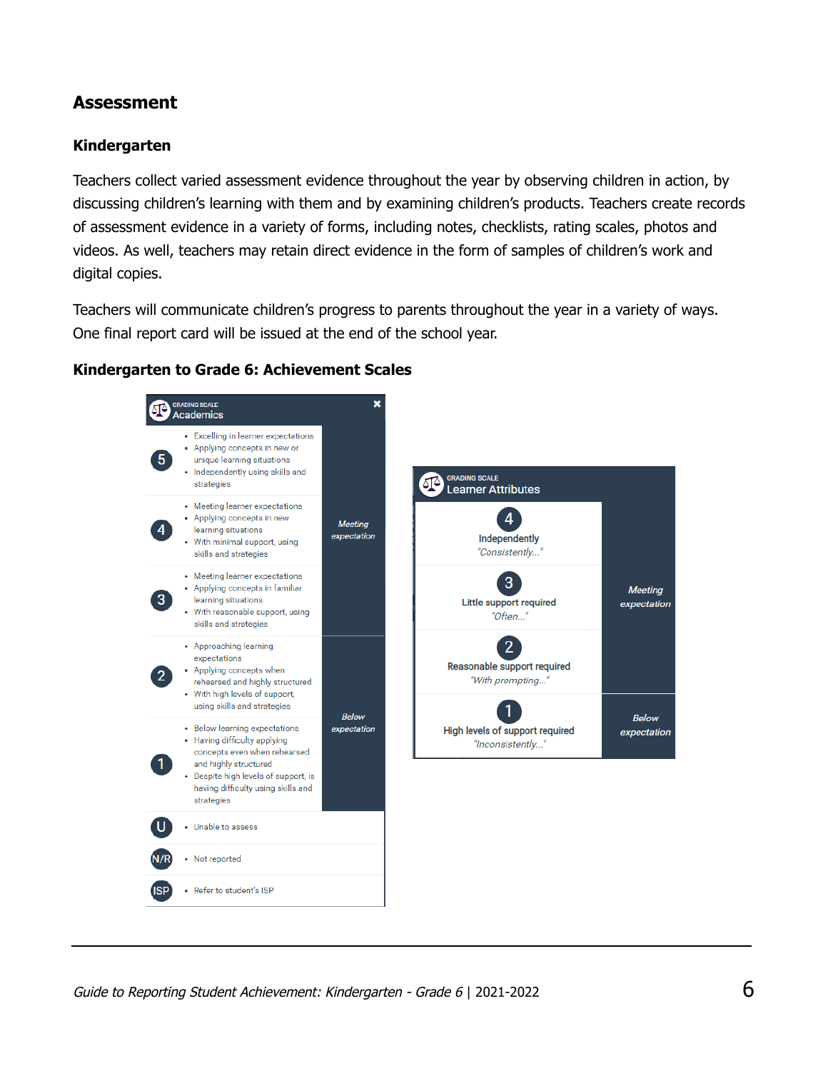## Assessment

### Kindergarten

Teachers collect varied assessment evidence throughout the year by observing children in action, by discussing children's learning with them and by examining children's products. Teachers create records of assessment evidence in a variety of forms, including notes, checklists, rating scales, photos and videos. As well, teachers may retain direct evidence in the form of samples of children's work and digital copies.

Teachers will communicate children's progress to parents throughout the year in a variety of ways. One final report card will be issued at the end of the school year.

### Kindergarten to Grade 6: Achievement Scales

**GRADING SCALE: Academics**

| Scale | Description | Expectation |
|---|---|---|
| 5 | • Excelling in learner expectations<br>• Applying concepts in new or unique learning situations<br>• Independently using skills and strategies | Meeting expectation |
| 4 | • Meeting learner expectations<br>• Applying concepts in new learning situations<br>• With minimal support, using skills and strategies | Meeting expectation |
| 3 | • Meeting learner expectations<br>• Applying concepts in familiar learning situations<br>• With reasonable support, using skills and strategies | Meeting expectation |
| 2 | • Approaching learning expectations<br>• Applying concepts when rehearsed and highly structured<br>• With high levels of support, using skills and strategies | Below expectation |
| 1 | • Below learning expectations<br>• Having difficulty applying concepts even when rehearsed and highly structured<br>• Despite high levels of support, is having difficulty using skills and strategies | Below expectation |
| U | • Unable to assess | |
| N/R | • Not reported | |
| ISP | • Refer to student's ISP | |

**GRADING SCALE: Learner Attributes**

| Scale | Description | Expectation |
|---|---|---|
| 4 | Independently<br>*"Consistently..."* | Meeting expectation |
| 3 | Little support required<br>*"Often..."* | Meeting expectation |
| 2 | Reasonable support required<br>*"With prompting..."* | Meeting expectation |
| 1 | High levels of support required<br>*"Inconsistently..."* | Below expectation |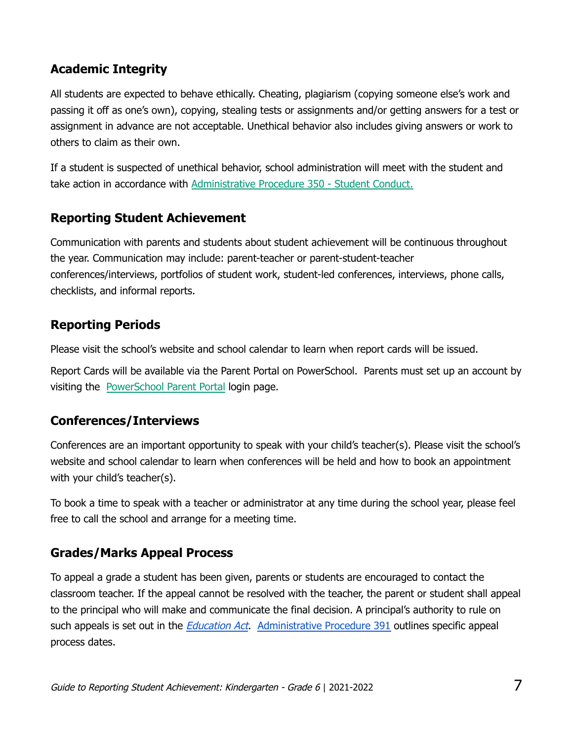## Academic Integrity

All students are expected to behave ethically. Cheating, plagiarism (copying someone else's work and passing it off as one's own), copying, stealing tests or assignments and/or getting answers for a test or assignment in advance are not acceptable. Unethical behavior also includes giving answers or work to others to claim as their own.

If a student is suspected of unethical behavior, school administration will meet with the student and take action in accordance with Administrative Procedure 350 - Student Conduct.

## Reporting Student Achievement

Communication with parents and students about student achievement will be continuous throughout the year. Communication may include: parent-teacher or parent-student-teacher conferences/interviews, portfolios of student work, student-led conferences, interviews, phone calls, checklists, and informal reports.

## Reporting Periods

Please visit the school's website and school calendar to learn when report cards will be issued.

Report Cards will be available via the Parent Portal on PowerSchool. Parents must set up an account by visiting the PowerSchool Parent Portal login page.

## Conferences/Interviews

Conferences are an important opportunity to speak with your child's teacher(s). Please visit the school's website and school calendar to learn when conferences will be held and how to book an appointment with your child's teacher(s).

To book a time to speak with a teacher or administrator at any time during the school year, please feel free to call the school and arrange for a meeting time.

## Grades/Marks Appeal Process

To appeal a grade a student has been given, parents or students are encouraged to contact the classroom teacher. If the appeal cannot be resolved with the teacher, the parent or student shall appeal to the principal who will make and communicate the final decision. A principal's authority to rule on such appeals is set out in the *Education Act*. Administrative Procedure 391 outlines specific appeal process dates.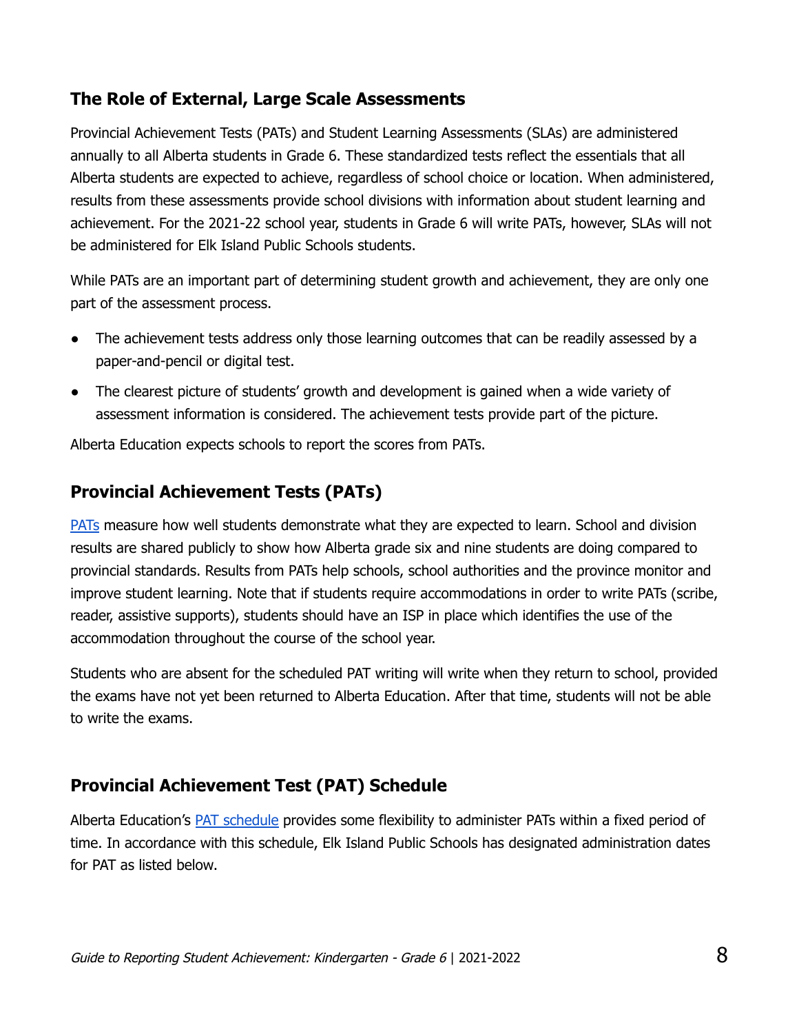## The Role of External, Large Scale Assessments

Provincial Achievement Tests (PATs) and Student Learning Assessments (SLAs) are administered annually to all Alberta students in Grade 6. These standardized tests reflect the essentials that all Alberta students are expected to achieve, regardless of school choice or location. When administered, results from these assessments provide school divisions with information about student learning and achievement. For the 2021-22 school year, students in Grade 6 will write PATs, however, SLAs will not be administered for Elk Island Public Schools students.

While PATs are an important part of determining student growth and achievement, they are only one part of the assessment process.

- The achievement tests address only those learning outcomes that can be readily assessed by a paper-and-pencil or digital test.
- The clearest picture of students' growth and development is gained when a wide variety of assessment information is considered. The achievement tests provide part of the picture.

Alberta Education expects schools to report the scores from PATs.

## Provincial Achievement Tests (PATs)

PATs measure how well students demonstrate what they are expected to learn. School and division results are shared publicly to show how Alberta grade six and nine students are doing compared to provincial standards. Results from PATs help schools, school authorities and the province monitor and improve student learning. Note that if students require accommodations in order to write PATs (scribe, reader, assistive supports), students should have an ISP in place which identifies the use of the accommodation throughout the course of the school year.

Students who are absent for the scheduled PAT writing will write when they return to school, provided the exams have not yet been returned to Alberta Education. After that time, students will not be able to write the exams.

## Provincial Achievement Test (PAT) Schedule

Alberta Education's PAT schedule provides some flexibility to administer PATs within a fixed period of time. In accordance with this schedule, Elk Island Public Schools has designated administration dates for PAT as listed below.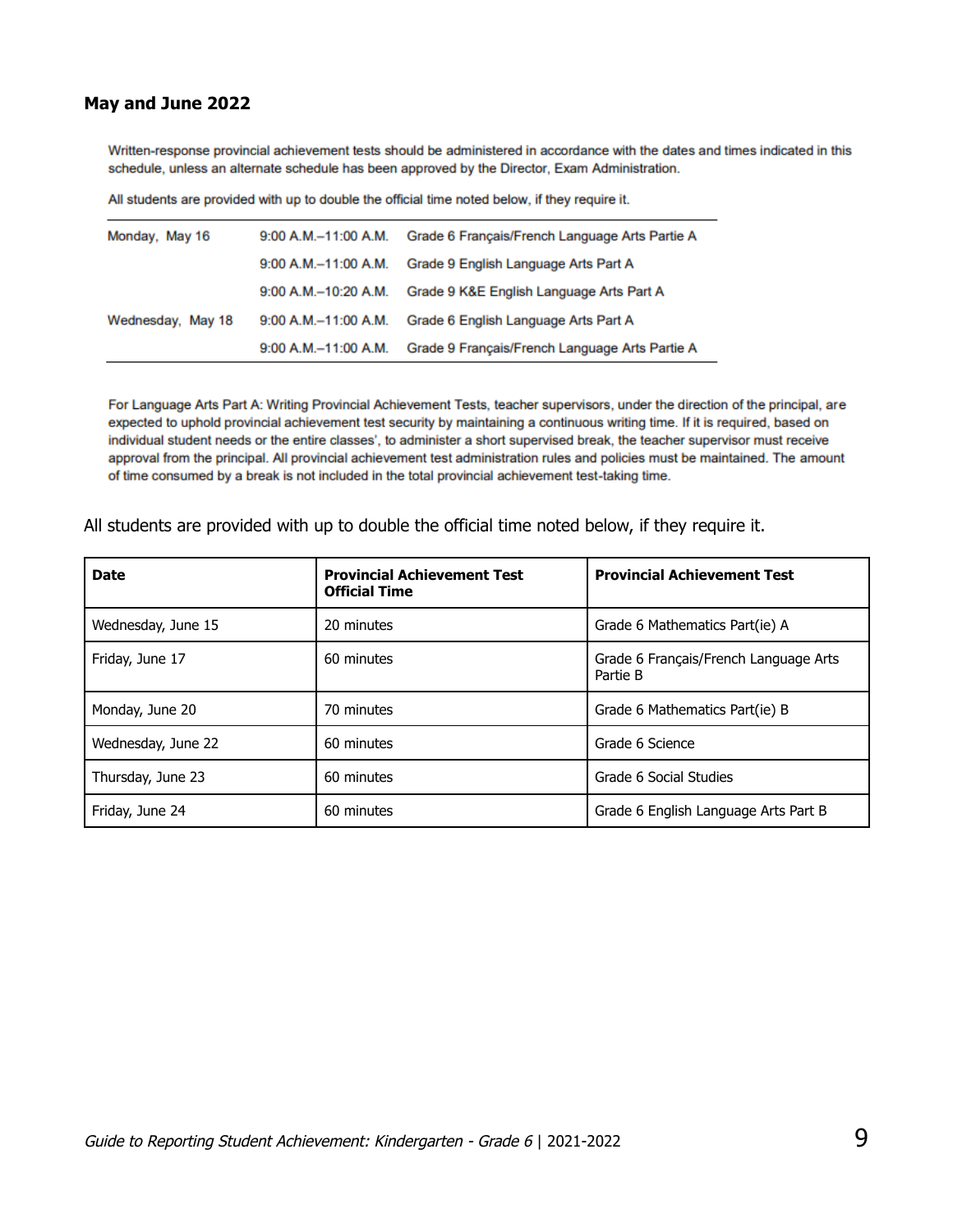**May and June 2022**

Written-response provincial achievement tests should be administered in accordance with the dates and times indicated in this schedule, unless an alternate schedule has been approved by the Director, Exam Administration.

All students are provided with up to double the official time noted below, if they require it.

| | | |
|---|---|---|
| Monday, May 16 | 9:00 A.M.–11:00 A.M. | Grade 6 Français/French Language Arts Partie A |
| | 9:00 A.M.–11:00 A.M. | Grade 9 English Language Arts Part A |
| | 9:00 A.M.–10:20 A.M. | Grade 9 K&E English Language Arts Part A |
| Wednesday, May 18 | 9:00 A.M.–11:00 A.M. | Grade 6 English Language Arts Part A |
| | 9:00 A.M.–11:00 A.M. | Grade 9 Français/French Language Arts Partie A |

For Language Arts Part A: Writing Provincial Achievement Tests, teacher supervisors, under the direction of the principal, are expected to uphold provincial achievement test security by maintaining a continuous writing time. If it is required, based on individual student needs or the entire classes', to administer a short supervised break, the teacher supervisor must receive approval from the principal. All provincial achievement test administration rules and policies must be maintained. The amount of time consumed by a break is not included in the total provincial achievement test-taking time.

All students are provided with up to double the official time noted below, if they require it.

| Date | Provincial Achievement Test Official Time | Provincial Achievement Test |
|---|---|---|
| Wednesday, June 15 | 20 minutes | Grade 6 Mathematics Part(ie) A |
| Friday, June 17 | 60 minutes | Grade 6 Français/French Language Arts Partie B |
| Monday, June 20 | 70 minutes | Grade 6 Mathematics Part(ie) B |
| Wednesday, June 22 | 60 minutes | Grade 6 Science |
| Thursday, June 23 | 60 minutes | Grade 6 Social Studies |
| Friday, June 24 | 60 minutes | Grade 6 English Language Arts Part B |